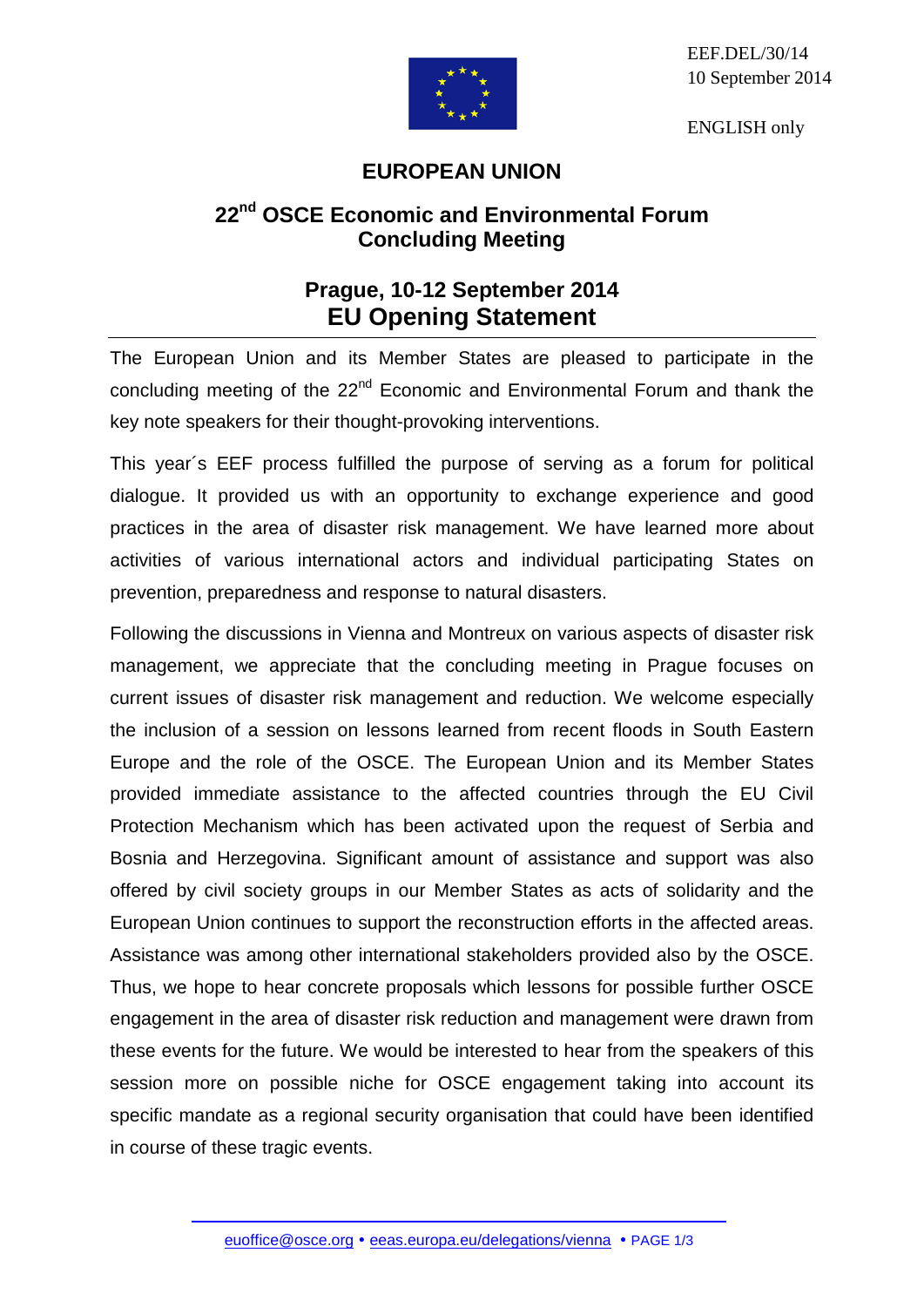EEF.DEL/30/14
10 September 2014

ENGLISH only

# EUROPEAN UNION

## 22nd OSCE Economic and Environmental Forum Concluding Meeting

## Prague, 10-12 September 2014
## EU Opening Statement

The European Union and its Member States are pleased to participate in the concluding meeting of the 22nd Economic and Environmental Forum and thank the key note speakers for their thought-provoking interventions.

This year´s EEF process fulfilled the purpose of serving as a forum for political dialogue. It provided us with an opportunity to exchange experience and good practices in the area of disaster risk management. We have learned more about activities of various international actors and individual participating States on prevention, preparedness and response to natural disasters.

Following the discussions in Vienna and Montreux on various aspects of disaster risk management, we appreciate that the concluding meeting in Prague focuses on current issues of disaster risk management and reduction. We welcome especially the inclusion of a session on lessons learned from recent floods in South Eastern Europe and the role of the OSCE. The European Union and its Member States provided immediate assistance to the affected countries through the EU Civil Protection Mechanism which has been activated upon the request of Serbia and Bosnia and Herzegovina. Significant amount of assistance and support was also offered by civil society groups in our Member States as acts of solidarity and the European Union continues to support the reconstruction efforts in the affected areas. Assistance was among other international stakeholders provided also by the OSCE. Thus, we hope to hear concrete proposals which lessons for possible further OSCE engagement in the area of disaster risk reduction and management were drawn from these events for the future. We would be interested to hear from the speakers of this session more on possible niche for OSCE engagement taking into account its specific mandate as a regional security organisation that could have been identified in course of these tragic events.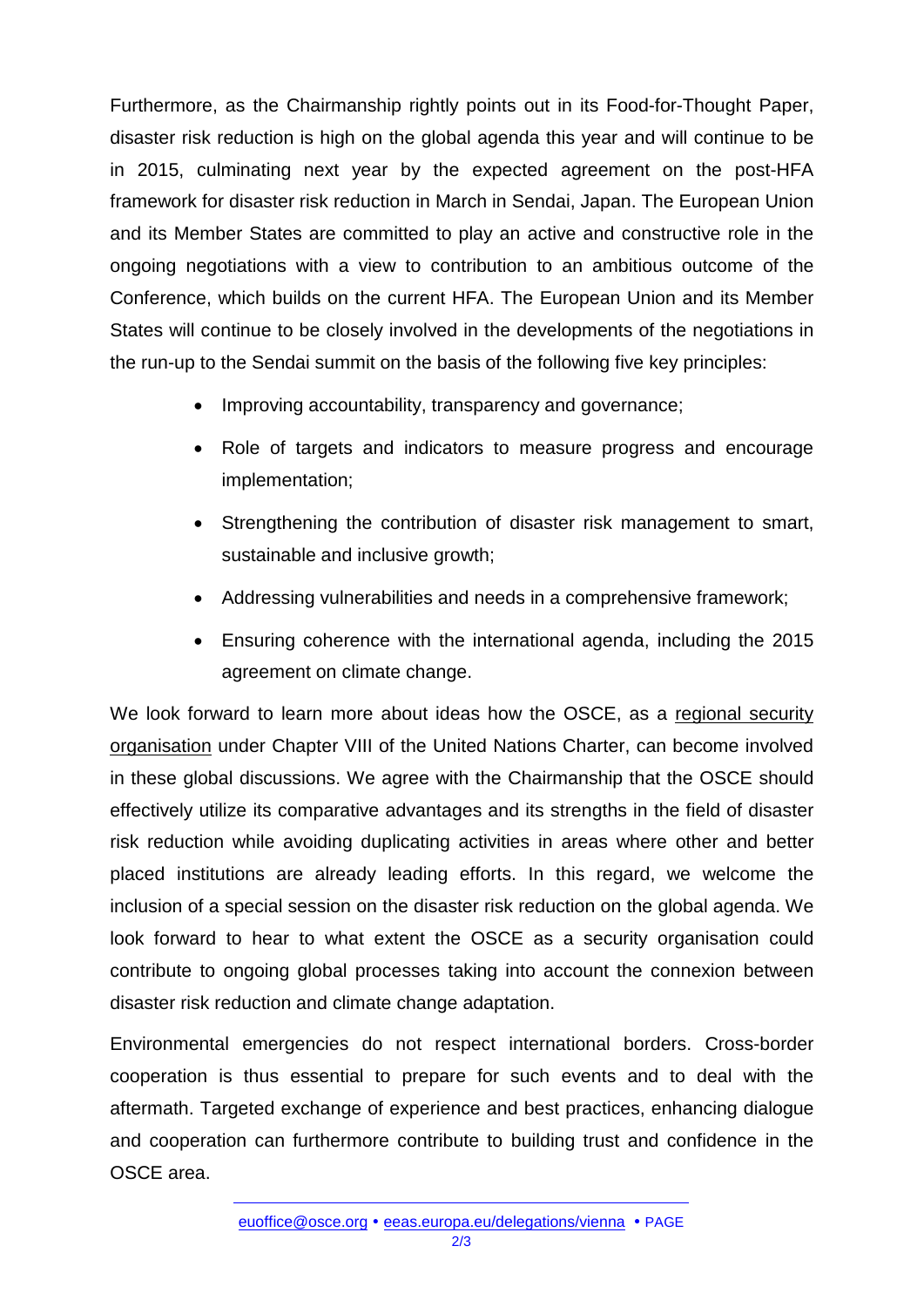Furthermore, as the Chairmanship rightly points out in its Food-for-Thought Paper, disaster risk reduction is high on the global agenda this year and will continue to be in 2015, culminating next year by the expected agreement on the post-HFA framework for disaster risk reduction in March in Sendai, Japan. The European Union and its Member States are committed to play an active and constructive role in the ongoing negotiations with a view to contribution to an ambitious outcome of the Conference, which builds on the current HFA. The European Union and its Member States will continue to be closely involved in the developments of the negotiations in the run-up to the Sendai summit on the basis of the following five key principles:

- Improving accountability, transparency and governance;
- Role of targets and indicators to measure progress and encourage implementation;
- Strengthening the contribution of disaster risk management to smart, sustainable and inclusive growth;
- Addressing vulnerabilities and needs in a comprehensive framework;
- Ensuring coherence with the international agenda, including the 2015 agreement on climate change.

We look forward to learn more about ideas how the OSCE, as a regional security organisation under Chapter VIII of the United Nations Charter, can become involved in these global discussions. We agree with the Chairmanship that the OSCE should effectively utilize its comparative advantages and its strengths in the field of disaster risk reduction while avoiding duplicating activities in areas where other and better placed institutions are already leading efforts. In this regard, we welcome the inclusion of a special session on the disaster risk reduction on the global agenda. We look forward to hear to what extent the OSCE as a security organisation could contribute to ongoing global processes taking into account the connexion between disaster risk reduction and climate change adaptation.

Environmental emergencies do not respect international borders. Cross-border cooperation is thus essential to prepare for such events and to deal with the aftermath. Targeted exchange of experience and best practices, enhancing dialogue and cooperation can furthermore contribute to building trust and confidence in the OSCE area.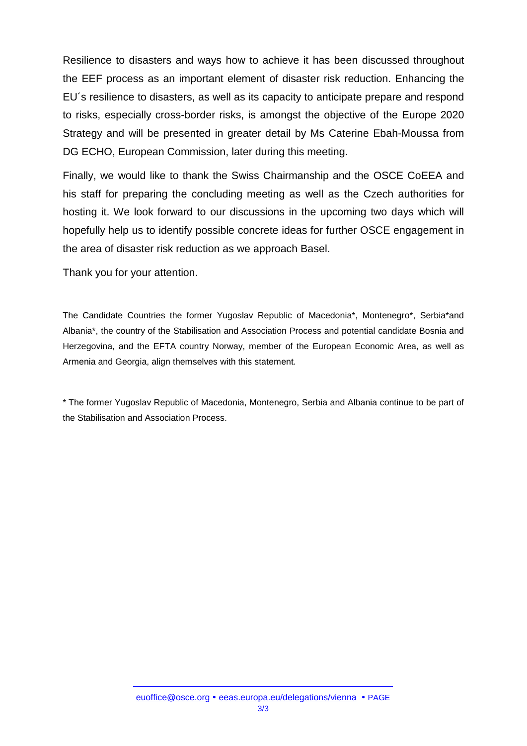Resilience to disasters and ways how to achieve it has been discussed throughout the EEF process as an important element of disaster risk reduction. Enhancing the EU´s resilience to disasters, as well as its capacity to anticipate prepare and respond to risks, especially cross-border risks, is amongst the objective of the Europe 2020 Strategy and will be presented in greater detail by Ms Caterine Ebah-Moussa from DG ECHO, European Commission, later during this meeting.

Finally, we would like to thank the Swiss Chairmanship and the OSCE CoEEA and his staff for preparing the concluding meeting as well as the Czech authorities for hosting it. We look forward to our discussions in the upcoming two days which will hopefully help us to identify possible concrete ideas for further OSCE engagement in the area of disaster risk reduction as we approach Basel.

Thank you for your attention.

The Candidate Countries the former Yugoslav Republic of Macedonia*, Montenegro*, Serbia*and Albania*, the country of the Stabilisation and Association Process and potential candidate Bosnia and Herzegovina, and the EFTA country Norway, member of the European Economic Area, as well as Armenia and Georgia, align themselves with this statement.

* The former Yugoslav Republic of Macedonia, Montenegro, Serbia and Albania continue to be part of the Stabilisation and Association Process.